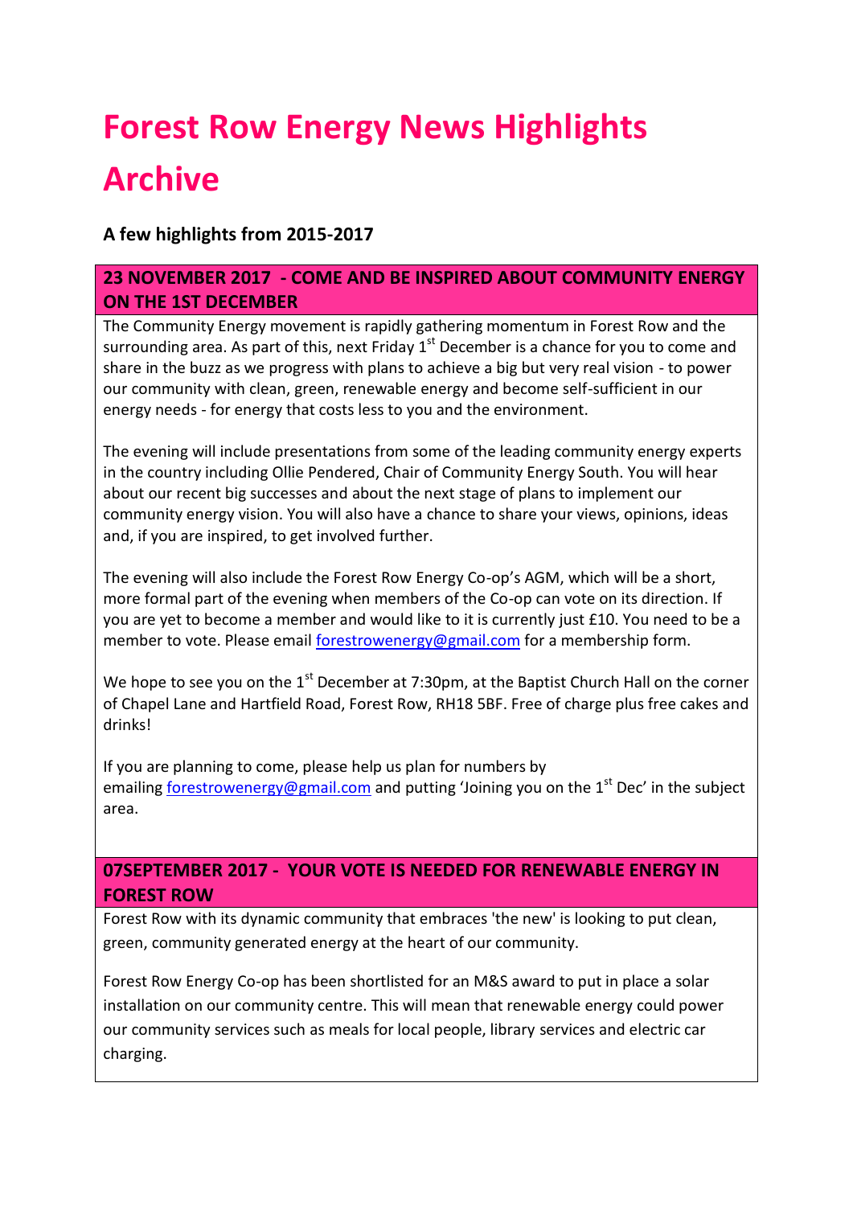# Forest Row Energy News Highlights Archive

**A few highlights from 2015-2017**

## 23 NOVEMBER 2017 - COME AND BE INSPIRED ABOUT COMMUNITY ENERGY ON THE 1ST DECEMBER

The Community Energy movement is rapidly gathering momentum in Forest Row and the surrounding area. As part of this, next Friday 1st December is a chance for you to come and share in the buzz as we progress with plans to achieve a big but very real vision - to power our community with clean, green, renewable energy and become self-sufficient in our energy needs - for energy that costs less to you and the environment.

The evening will include presentations from some of the leading community energy experts in the country including Ollie Pendered, Chair of Community Energy South. You will hear about our recent big successes and about the next stage of plans to implement our community energy vision. You will also have a chance to share your views, opinions, ideas and, if you are inspired, to get involved further.

The evening will also include the Forest Row Energy Co-op's AGM, which will be a short, more formal part of the evening when members of the Co-op can vote on its direction. If you are yet to become a member and would like to it is currently just £10. You need to be a member to vote. Please email forestrowenergy@gmail.com for a membership form.

We hope to see you on the 1st December at 7:30pm, at the Baptist Church Hall on the corner of Chapel Lane and Hartfield Road, Forest Row, RH18 5BF. Free of charge plus free cakes and drinks!

If you are planning to come, please help us plan for numbers by emailing forestrowenergy@gmail.com and putting 'Joining you on the 1st Dec' in the subject area.

## 07SEPTEMBER 2017 - YOUR VOTE IS NEEDED FOR RENEWABLE ENERGY IN FOREST ROW

Forest Row with its dynamic community that embraces 'the new' is looking to put clean, green, community generated energy at the heart of our community.

Forest Row Energy Co-op has been shortlisted for an M&S award to put in place a solar installation on our community centre. This will mean that renewable energy could power our community services such as meals for local people, library services and electric car charging.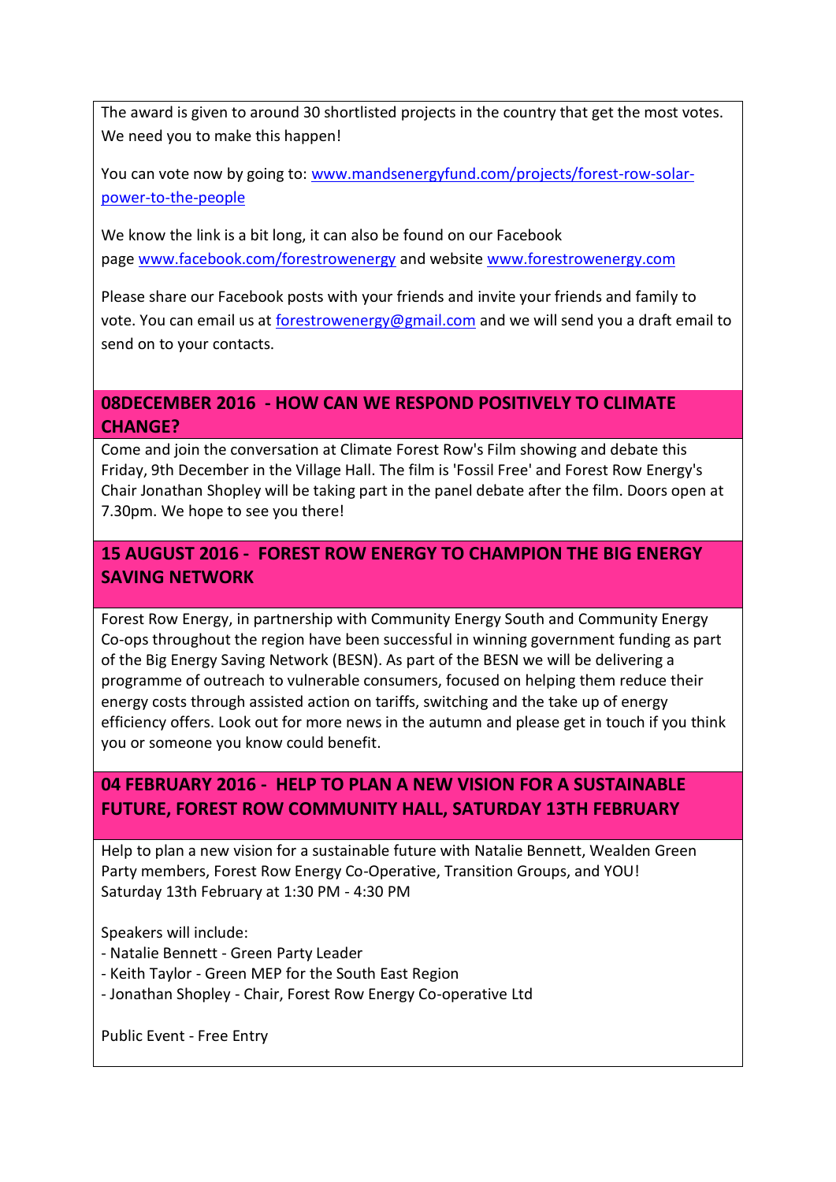The award is given to around 30 shortlisted projects in the country that get the most votes. We need you to make this happen!

You can vote now by going to: www.mandsenergyfund.com/projects/forest-row-solar-power-to-the-people

We know the link is a bit long, it can also be found on our Facebook page www.facebook.com/forestrowenergy and website www.forestrowenergy.com

Please share our Facebook posts with your friends and invite your friends and family to vote. You can email us at forestrowenergy@gmail.com and we will send you a draft email to send on to your contacts.

## 08DECEMBER 2016 - HOW CAN WE RESPOND POSITIVELY TO CLIMATE CHANGE?

Come and join the conversation at Climate Forest Row's Film showing and debate this Friday, 9th December in the Village Hall. The film is 'Fossil Free' and Forest Row Energy's Chair Jonathan Shopley will be taking part in the panel debate after the film. Doors open at 7.30pm. We hope to see you there!

## 15 AUGUST 2016 - FOREST ROW ENERGY TO CHAMPION THE BIG ENERGY SAVING NETWORK

Forest Row Energy, in partnership with Community Energy South and Community Energy Co-ops throughout the region have been successful in winning government funding as part of the Big Energy Saving Network (BESN). As part of the BESN we will be delivering a programme of outreach to vulnerable consumers, focused on helping them reduce their energy costs through assisted action on tariffs, switching and the take up of energy efficiency offers. Look out for more news in the autumn and please get in touch if you think you or someone you know could benefit.

## 04 FEBRUARY 2016 - HELP TO PLAN A NEW VISION FOR A SUSTAINABLE FUTURE, FOREST ROW COMMUNITY HALL, SATURDAY 13TH FEBRUARY

Help to plan a new vision for a sustainable future with Natalie Bennett, Wealden Green Party members, Forest Row Energy Co-Operative, Transition Groups, and YOU!
Saturday 13th February at 1:30 PM - 4:30 PM

Speakers will include:
- Natalie Bennett - Green Party Leader
- Keith Taylor - Green MEP for the South East Region
- Jonathan Shopley - Chair, Forest Row Energy Co-operative Ltd

Public Event - Free Entry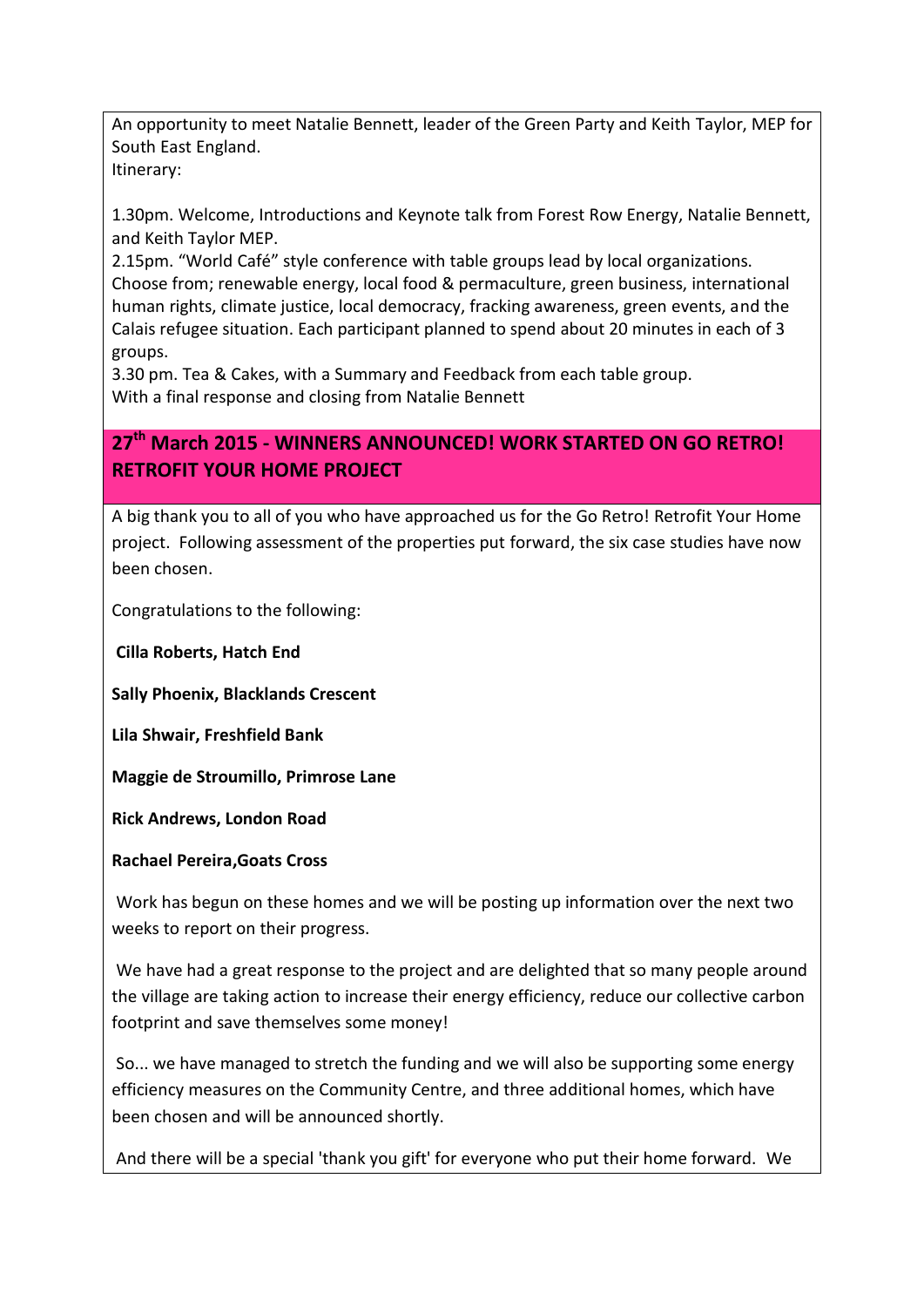An opportunity to meet Natalie Bennett, leader of the Green Party and Keith Taylor, MEP for South East England.
Itinerary:

1.30pm. Welcome, Introductions and Keynote talk from Forest Row Energy, Natalie Bennett, and Keith Taylor MEP.
2.15pm. "World Café" style conference with table groups lead by local organizations. Choose from; renewable energy, local food & permaculture, green business, international human rights, climate justice, local democracy, fracking awareness, green events, and the Calais refugee situation. Each participant planned to spend about 20 minutes in each of 3 groups.
3.30 pm. Tea & Cakes, with a Summary and Feedback from each table group.
With a final response and closing from Natalie Bennett

## 27th March 2015 - WINNERS ANNOUNCED! WORK STARTED ON GO RETRO! RETROFIT YOUR HOME PROJECT

A big thank you to all of you who have approached us for the Go Retro! Retrofit Your Home project. Following assessment of the properties put forward, the six case studies have now been chosen.

Congratulations to the following:

**Cilla Roberts, Hatch End**

**Sally Phoenix, Blacklands Crescent**

**Lila Shwair, Freshfield Bank**

**Maggie de Stroumillo, Primrose Lane**

**Rick Andrews, London Road**

**Rachael Pereira,Goats Cross**

Work has begun on these homes and we will be posting up information over the next two weeks to report on their progress.

We have had a great response to the project and are delighted that so many people around the village are taking action to increase their energy efficiency, reduce our collective carbon footprint and save themselves some money!

So... we have managed to stretch the funding and we will also be supporting some energy efficiency measures on the Community Centre, and three additional homes, which have been chosen and will be announced shortly.

And there will be a special 'thank you gift' for everyone who put their home forward. We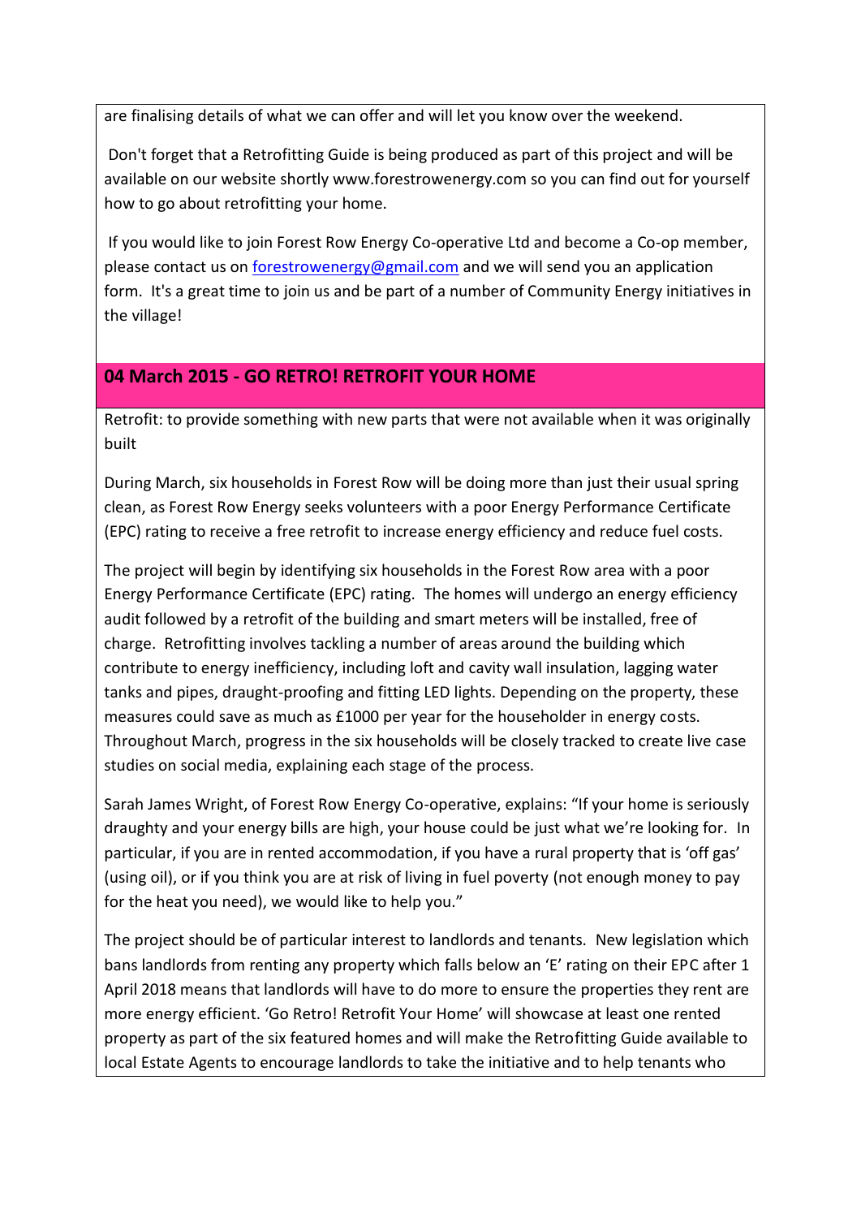are finalising details of what we can offer and will let you know over the weekend.

Don't forget that a Retrofitting Guide is being produced as part of this project and will be available on our website shortly www.forestrowenergy.com so you can find out for yourself how to go about retrofitting your home.

If you would like to join Forest Row Energy Co-operative Ltd and become a Co-op member, please contact us on forestrowenergy@gmail.com and we will send you an application form. It's a great time to join us and be part of a number of Community Energy initiatives in the village!

## 04 March 2015 - GO RETRO! RETROFIT YOUR HOME

Retrofit: to provide something with new parts that were not available when it was originally built

During March, six households in Forest Row will be doing more than just their usual spring clean, as Forest Row Energy seeks volunteers with a poor Energy Performance Certificate (EPC) rating to receive a free retrofit to increase energy efficiency and reduce fuel costs.

The project will begin by identifying six households in the Forest Row area with a poor Energy Performance Certificate (EPC) rating. The homes will undergo an energy efficiency audit followed by a retrofit of the building and smart meters will be installed, free of charge. Retrofitting involves tackling a number of areas around the building which contribute to energy inefficiency, including loft and cavity wall insulation, lagging water tanks and pipes, draught-proofing and fitting LED lights. Depending on the property, these measures could save as much as £1000 per year for the householder in energy costs. Throughout March, progress in the six households will be closely tracked to create live case studies on social media, explaining each stage of the process.

Sarah James Wright, of Forest Row Energy Co-operative, explains: "If your home is seriously draughty and your energy bills are high, your house could be just what we're looking for. In particular, if you are in rented accommodation, if you have a rural property that is 'off gas' (using oil), or if you think you are at risk of living in fuel poverty (not enough money to pay for the heat you need), we would like to help you."

The project should be of particular interest to landlords and tenants. New legislation which bans landlords from renting any property which falls below an 'E' rating on their EPC after 1 April 2018 means that landlords will have to do more to ensure the properties they rent are more energy efficient. 'Go Retro! Retrofit Your Home' will showcase at least one rented property as part of the six featured homes and will make the Retrofitting Guide available to local Estate Agents to encourage landlords to take the initiative and to help tenants who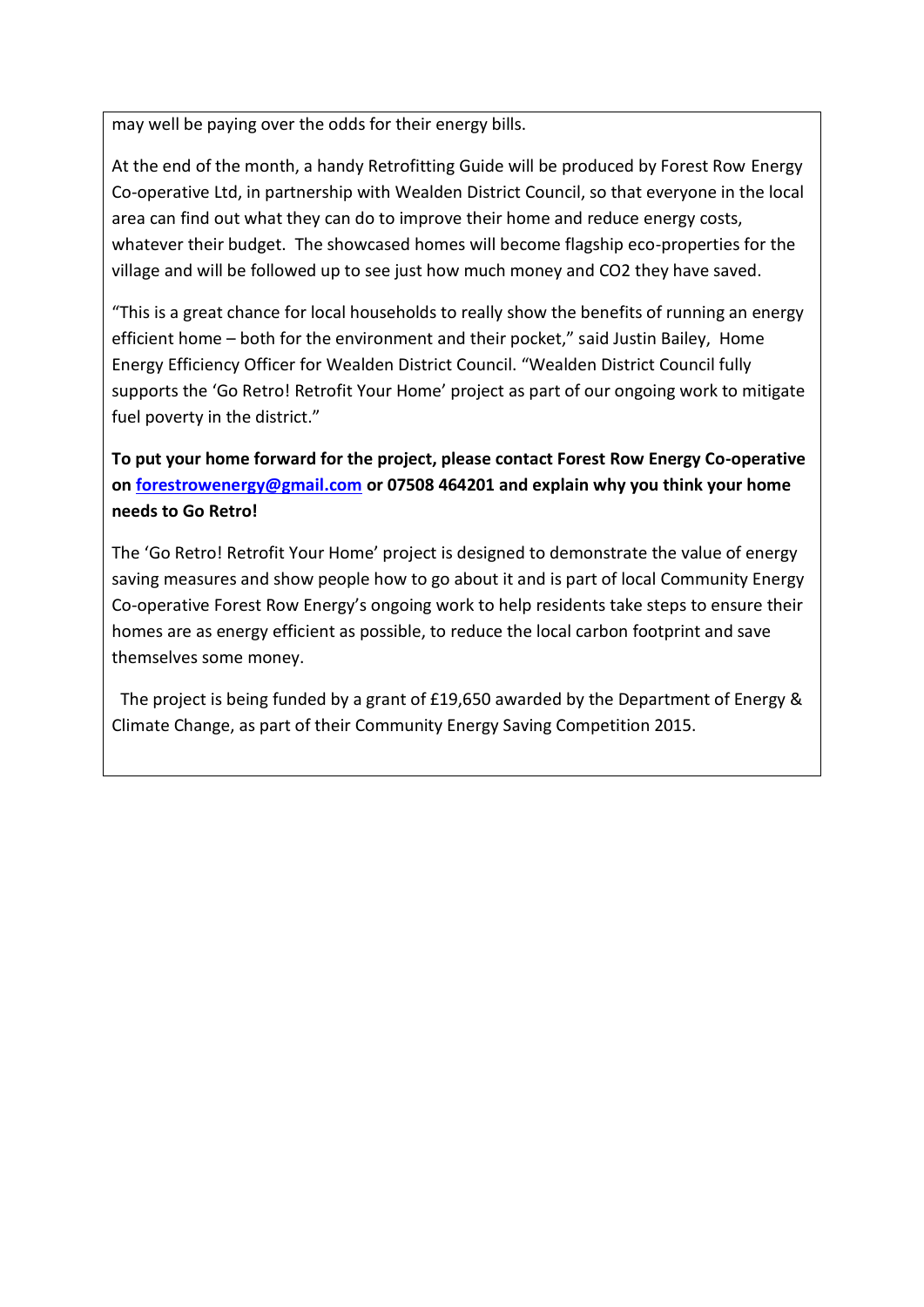may well be paying over the odds for their energy bills.

At the end of the month, a handy Retrofitting Guide will be produced by Forest Row Energy Co-operative Ltd, in partnership with Wealden District Council, so that everyone in the local area can find out what they can do to improve their home and reduce energy costs, whatever their budget. The showcased homes will become flagship eco-properties for the village and will be followed up to see just how much money and $CO_2$ they have saved.

"This is a great chance for local households to really show the benefits of running an energy efficient home – both for the environment and their pocket," said Justin Bailey, Home Energy Efficiency Officer for Wealden District Council. "Wealden District Council fully supports the 'Go Retro! Retrofit Your Home' project as part of our ongoing work to mitigate fuel poverty in the district."

**To put your home forward for the project, please contact Forest Row Energy Co-operative on [forestrowenergy@gmail.com](mailto:forestrowenergy@gmail.com) or 07508 464201 and explain why you think your home needs to Go Retro!**

The 'Go Retro! Retrofit Your Home' project is designed to demonstrate the value of energy saving measures and show people how to go about it and is part of local Community Energy Co-operative Forest Row Energy's ongoing work to help residents take steps to ensure their homes are as energy efficient as possible, to reduce the local carbon footprint and save themselves some money.

The project is being funded by a grant of £19,650 awarded by the Department of Energy & Climate Change, as part of their Community Energy Saving Competition 2015.